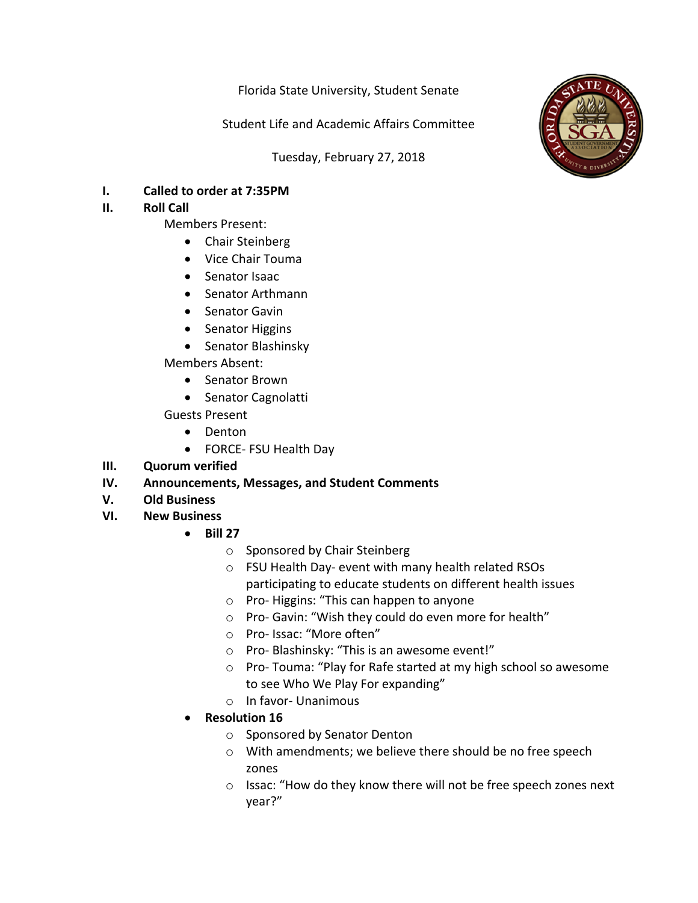Florida State University, Student Senate

Student Life and Academic Affairs Committee

Tuesday, February 27, 2018

I. **Called to order at 7:35PM**

II. **Roll Call**

Members Present:

- Chair Steinberg
- Vice Chair Touma
- Senator Isaac
- Senator Arthmann
- Senator Gavin
- Senator Higgins
- Senator Blashinsky

Members Absent:

- Senator Brown
- Senator Cagnolatti

Guests Present

- Denton
- FORCE- FSU Health Day

III. **Quorum verified**

IV. **Announcements, Messages, and Student Comments**

V. **Old Business**

VI. **New Business**

- **Bill 27**
    - Sponsored by Chair Steinberg
    - FSU Health Day- event with many health related RSOs participating to educate students on different health issues
    - Pro- Higgins: "This can happen to anyone
    - Pro- Gavin: "Wish they could do even more for health"
    - Pro- Issac: "More often"
    - Pro- Blashinsky: "This is an awesome event!"
    - Pro- Touma: "Play for Rafe started at my high school so awesome to see Who We Play For expanding"
    - In favor- Unanimous
- **Resolution 16**
    - Sponsored by Senator Denton
    - With amendments; we believe there should be no free speech zones
    - Issac: "How do they know there will not be free speech zones next year?"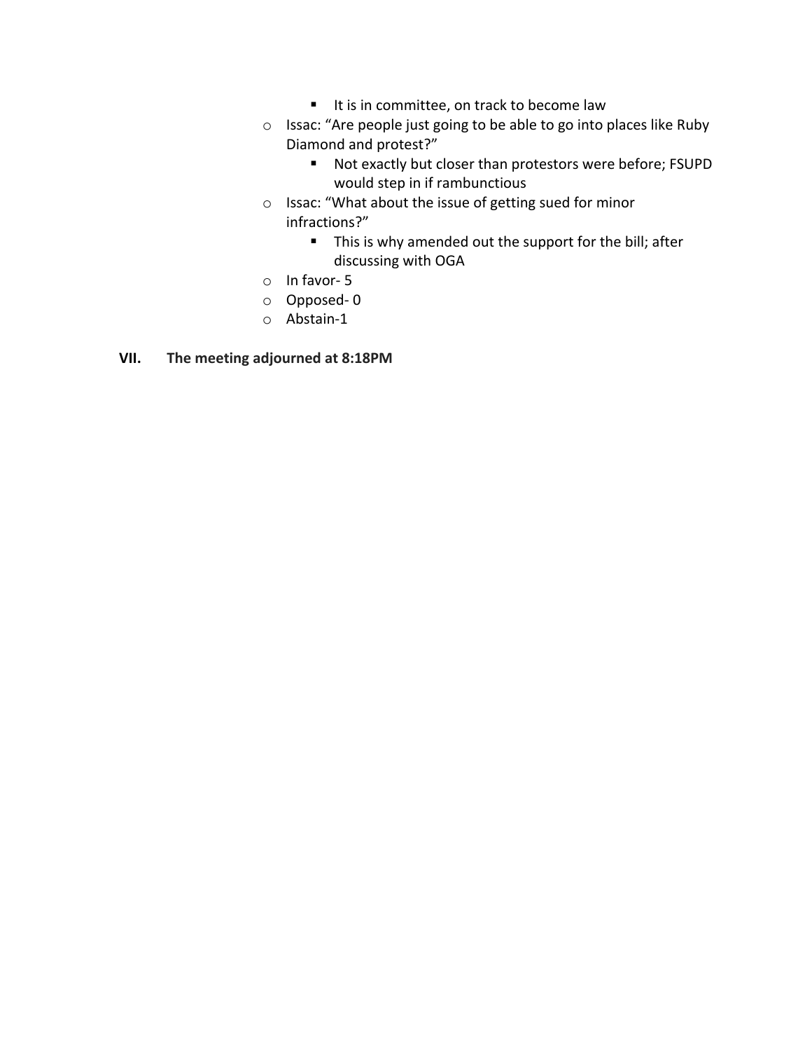- It is in committee, on track to become law
    - Issac: "Are people just going to be able to go into places like Ruby Diamond and protest?"
        - Not exactly but closer than protestors were before; FSUPD would step in if rambunctious
    - Issac: "What about the issue of getting sued for minor infractions?"
        - This is why amended out the support for the bill; after discussing with OGA
    - In favor- 5
    - Opposed- 0
    - Abstain-1

**VII. The meeting adjourned at 8:18PM**